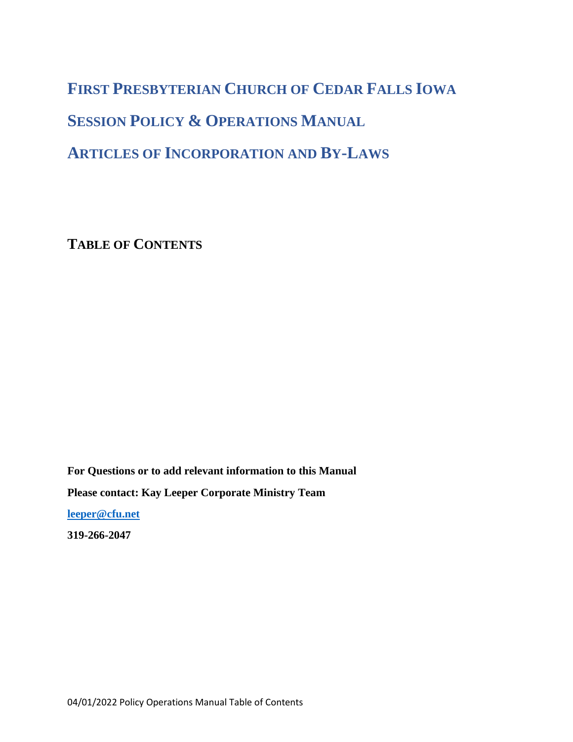# First Presbyterian Church of Cedar Falls Iowa

# Session Policy & Operations Manual

# Articles of Incorporation and By-Laws

## Table of Contents

**For Questions or to add relevant information to this Manual**

**Please contact: Kay Leeper Corporate Ministry Team**

**leeper@cfu.net**

**319-266-2047**

04/01/2022 Policy Operations Manual Table of Contents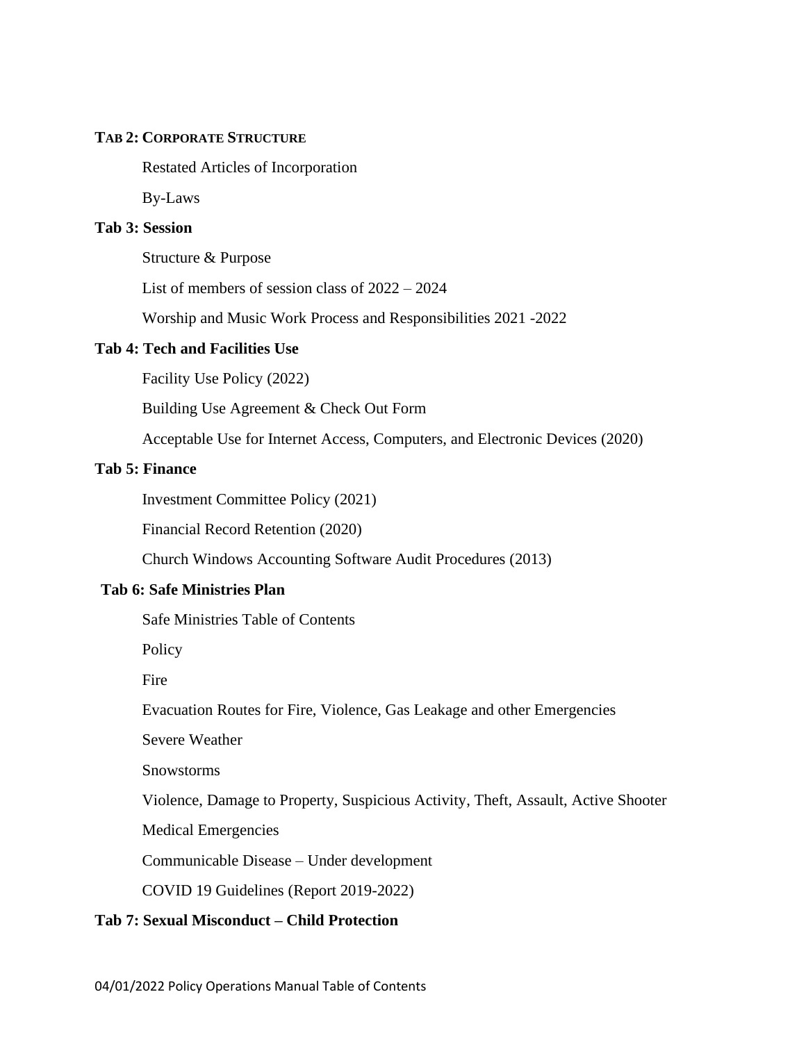**TAB 2: CORPORATE STRUCTURE**

Restated Articles of Incorporation

By-Laws

**Tab 3: Session**

Structure & Purpose

List of members of session class of 2022 – 2024

Worship and Music Work Process and Responsibilities 2021 -2022

**Tab 4: Tech and Facilities Use**

Facility Use Policy (2022)

Building Use Agreement & Check Out Form

Acceptable Use for Internet Access, Computers, and Electronic Devices (2020)

**Tab 5: Finance**

Investment Committee Policy (2021)

Financial Record Retention (2020)

Church Windows Accounting Software Audit Procedures (2013)

**Tab 6: Safe Ministries Plan**

Safe Ministries Table of Contents

Policy

Fire

Evacuation Routes for Fire, Violence, Gas Leakage and other Emergencies

Severe Weather

Snowstorms

Violence, Damage to Property, Suspicious Activity, Theft, Assault, Active Shooter

Medical Emergencies

Communicable Disease – Under development

COVID 19 Guidelines (Report 2019-2022)

**Tab 7: Sexual Misconduct – Child Protection**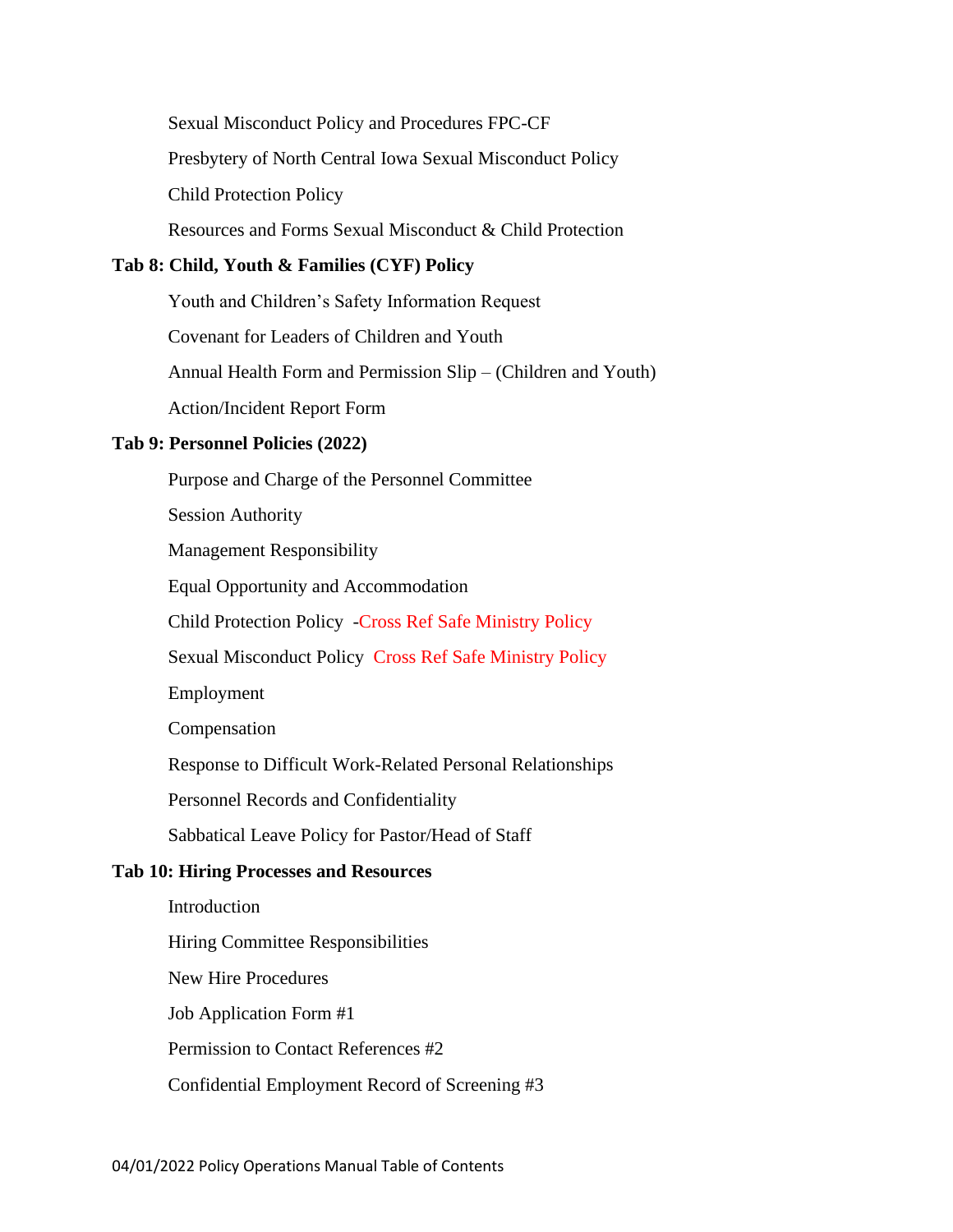Sexual Misconduct Policy and Procedures FPC-CF

Presbytery of North Central Iowa Sexual Misconduct Policy

Child Protection Policy

Resources and Forms Sexual Misconduct & Child Protection

**Tab 8: Child, Youth & Families (CYF) Policy**

Youth and Children's Safety Information Request

Covenant for Leaders of Children and Youth

Annual Health Form and Permission Slip – (Children and Youth)

Action/Incident Report Form

**Tab 9: Personnel Policies (2022)**

Purpose and Charge of the Personnel Committee

Session Authority

Management Responsibility

Equal Opportunity and Accommodation

Child Protection Policy -Cross Ref Safe Ministry Policy

Sexual Misconduct Policy Cross Ref Safe Ministry Policy

Employment

Compensation

Response to Difficult Work-Related Personal Relationships

Personnel Records and Confidentiality

Sabbatical Leave Policy for Pastor/Head of Staff

**Tab 10: Hiring Processes and Resources**

Introduction

Hiring Committee Responsibilities

New Hire Procedures

Job Application Form #1

Permission to Contact References #2

Confidential Employment Record of Screening #3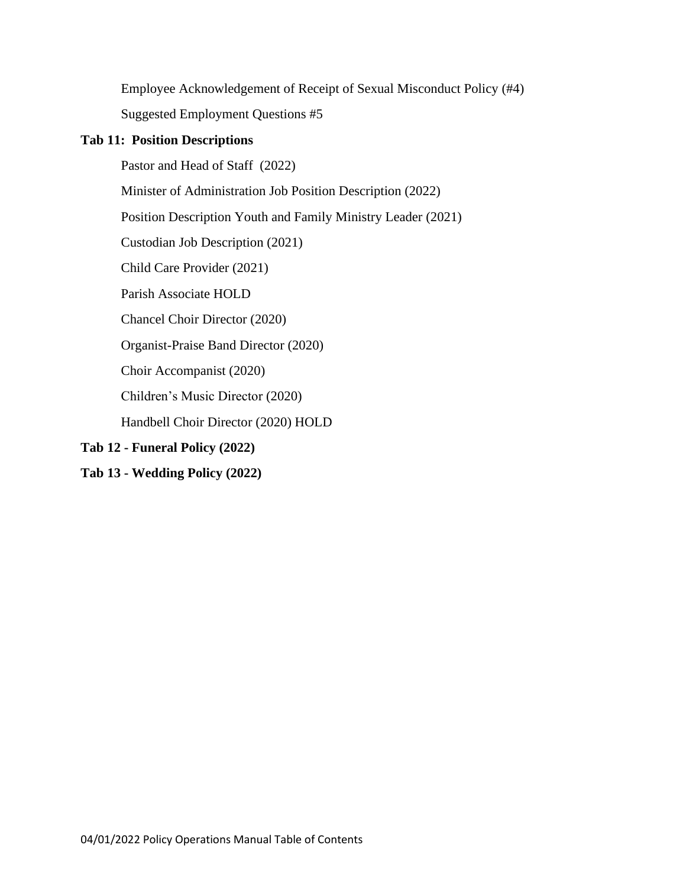Employee Acknowledgement of Receipt of Sexual Misconduct Policy (#4)

Suggested Employment Questions #5

**Tab 11: Position Descriptions**

Pastor and Head of Staff (2022)

Minister of Administration Job Position Description (2022)

Position Description Youth and Family Ministry Leader (2021)

Custodian Job Description (2021)

Child Care Provider (2021)

Parish Associate HOLD

Chancel Choir Director (2020)

Organist-Praise Band Director (2020)

Choir Accompanist (2020)

Children's Music Director (2020)

Handbell Choir Director (2020) HOLD

**Tab 12 - Funeral Policy (2022)**

**Tab 13 - Wedding Policy (2022)**